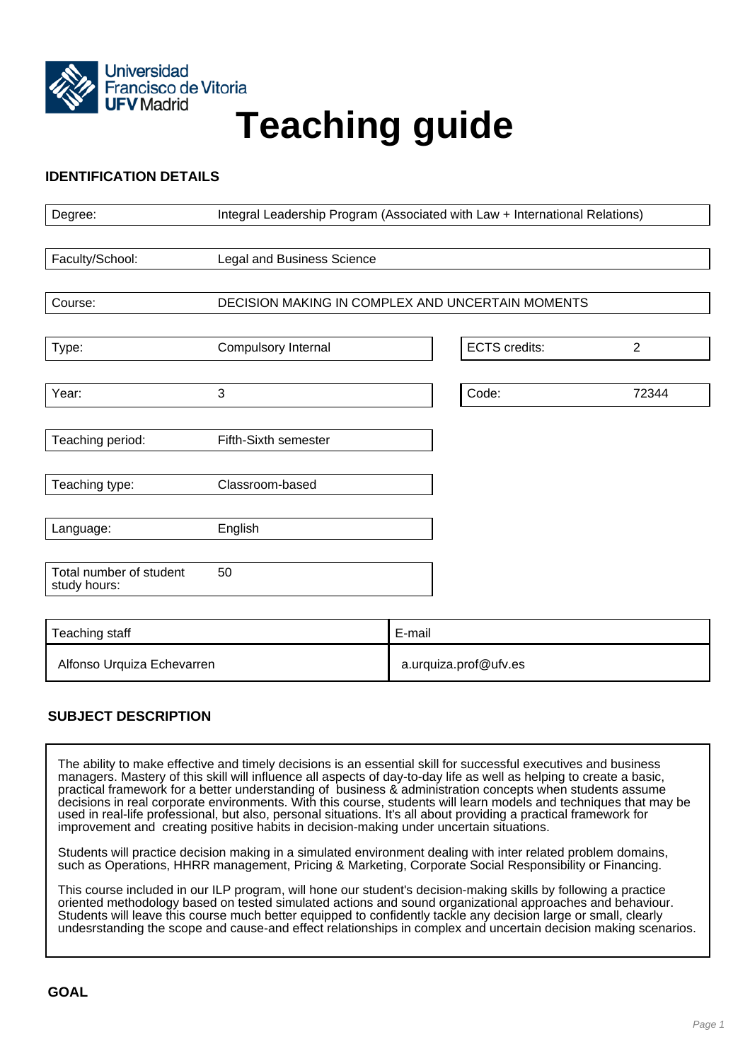# Teaching guide

## IDENTIFICATION DETAILS

| | | | |
|---|---|---|---|
| Degree: | Integral Leadership Program (Associated with Law + International Relations) | | |
| Faculty/School: | Legal and Business Science | | |
| Course: | DECISION MAKING IN COMPLEX AND UNCERTAIN MOMENTS | | |
| Type: | Compulsory Internal | ECTS credits: | 2 |
| Year: | 3 | Code: | 72344 |
| Teaching period: | Fifth-Sixth semester | | |
| Teaching type: | Classroom-based | | |
| Language: | English | | |
| Total number of student study hours: | 50 | | |

| Teaching staff | E-mail |
|---|---|
| Alfonso Urquiza Echevarren | a.urquiza.prof@ufv.es |

## SUBJECT DESCRIPTION

The ability to make effective and timely decisions is an essential skill for successful executives and business managers. Mastery of this skill will influence all aspects of day-to-day life as well as helping to create a basic, practical framework for a better understanding of business & administration concepts when students assume decisions in real corporate environments. With this course, students will learn models and techniques that may be used in real-life professional, but also, personal situations. It's all about providing a practical framework for improvement and creating positive habits in decision-making under uncertain situations.

Students will practice decision making in a simulated environment dealing with inter related problem domains, such as Operations, HHRR management, Pricing & Marketing, Corporate Social Responsibility or Financing.

This course included in our ILP program, will hone our student's decision-making skills by following a practice oriented methodology based on tested simulated actions and sound organizational approaches and behaviour. Students will leave this course much better equipped to confidently tackle any decision large or small, clearly undesrstanding the scope and cause-and effect relationships in complex and uncertain decision making scenarios.

## GOAL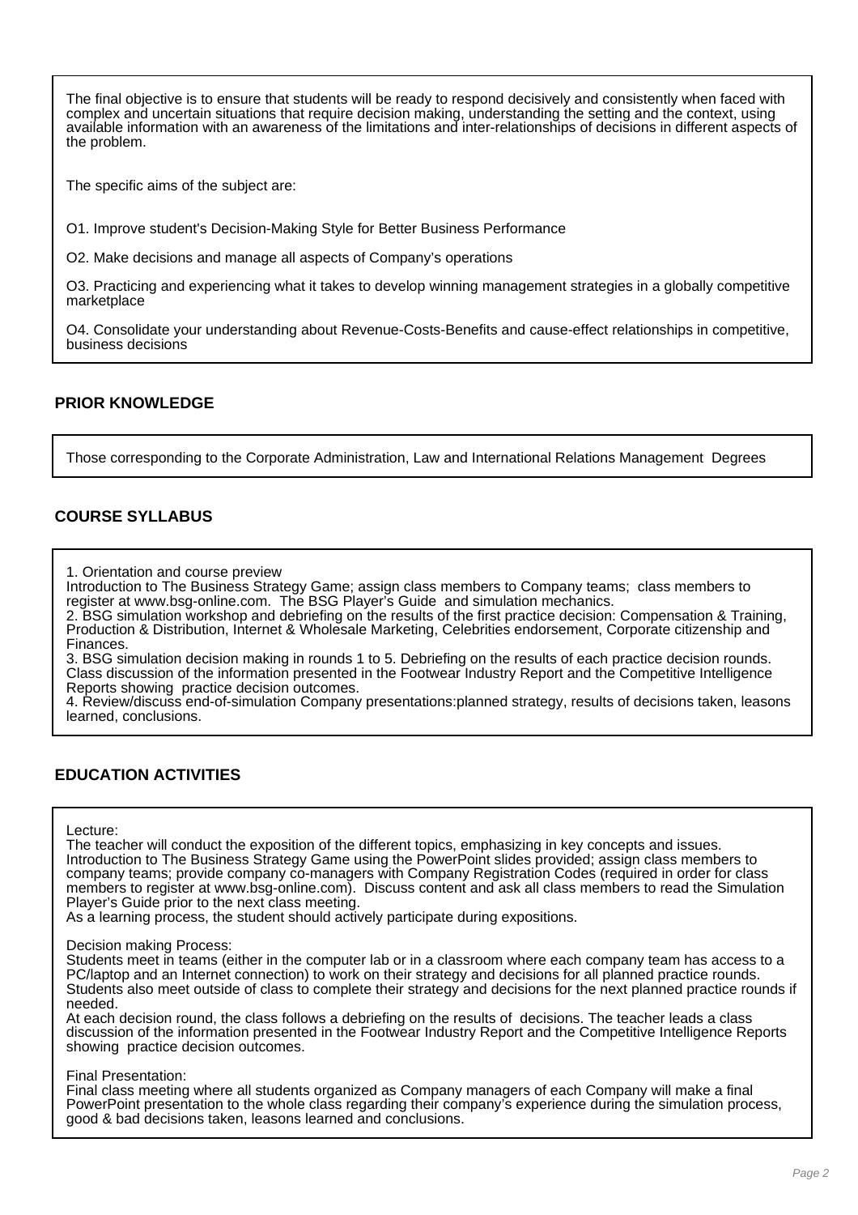The final objective is to ensure that students will be ready to respond decisively and consistently when faced with complex and uncertain situations that require decision making, understanding the setting and the context, using available information with an awareness of the limitations and inter-relationships of decisions in different aspects of the problem.

The specific aims of the subject are:

O1. Improve student's Decision-Making Style for Better Business Performance

O2. Make decisions and manage all aspects of Company's operations

O3. Practicing and experiencing what it takes to develop winning management strategies in a globally competitive marketplace

O4. Consolidate your understanding about Revenue-Costs-Benefits and cause-effect relationships in competitive, business decisions

## PRIOR KNOWLEDGE

Those corresponding to the Corporate Administration, Law and International Relations Management Degrees

## COURSE SYLLABUS

1. Orientation and course preview
Introduction to The Business Strategy Game; assign class members to Company teams; class members to register at www.bsg-online.com. The BSG Player's Guide and simulation mechanics.
2. BSG simulation workshop and debriefing on the results of the first practice decision: Compensation & Training, Production & Distribution, Internet & Wholesale Marketing, Celebrities endorsement, Corporate citizenship and Finances.
3. BSG simulation decision making in rounds 1 to 5. Debriefing on the results of each practice decision rounds. Class discussion of the information presented in the Footwear Industry Report and the Competitive Intelligence Reports showing practice decision outcomes.
4. Review/discuss end-of-simulation Company presentations:planned strategy, results of decisions taken, leasons learned, conclusions.

## EDUCATION ACTIVITIES

Lecture:
The teacher will conduct the exposition of the different topics, emphasizing in key concepts and issues.
Introduction to The Business Strategy Game using the PowerPoint slides provided; assign class members to company teams; provide company co-managers with Company Registration Codes (required in order for class members to register at www.bsg-online.com). Discuss content and ask all class members to read the Simulation Player's Guide prior to the next class meeting.
As a learning process, the student should actively participate during expositions.

Decision making Process:
Students meet in teams (either in the computer lab or in a classroom where each company team has access to a PC/laptop and an Internet connection) to work on their strategy and decisions for all planned practice rounds.
Students also meet outside of class to complete their strategy and decisions for the next planned practice rounds if needed.
At each decision round, the class follows a debriefing on the results of decisions. The teacher leads a class discussion of the information presented in the Footwear Industry Report and the Competitive Intelligence Reports showing practice decision outcomes.

Final Presentation:
Final class meeting where all students organized as Company managers of each Company will make a final PowerPoint presentation to the whole class regarding their company's experience during the simulation process, good & bad decisions taken, leasons learned and conclusions.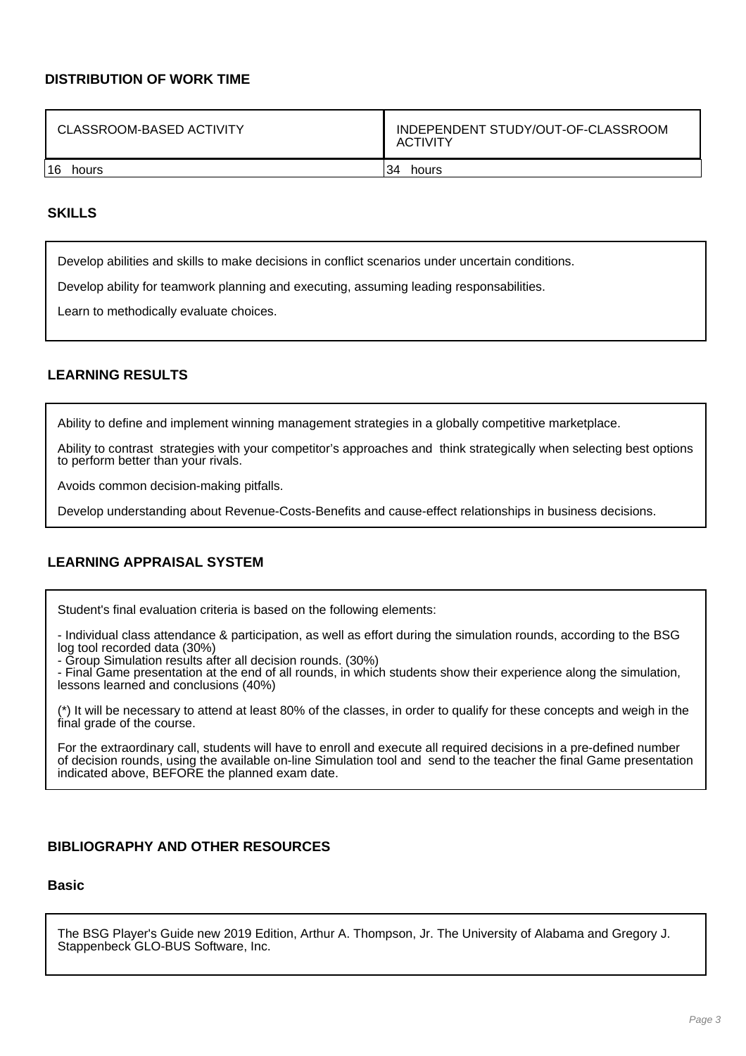## DISTRIBUTION OF WORK TIME

| CLASSROOM-BASED ACTIVITY | INDEPENDENT STUDY/OUT-OF-CLASSROOM ACTIVITY |
|---|---|
| 16 hours | 34 hours |

## SKILLS

Develop abilities and skills to make decisions in conflict scenarios under uncertain conditions.

Develop ability for teamwork planning and executing, assuming leading responsabilities.

Learn to methodically evaluate choices.

## LEARNING RESULTS

Ability to define and implement winning management strategies in a globally competitive marketplace.

Ability to contrast strategies with your competitor's approaches and think strategically when selecting best options to perform better than your rivals.

Avoids common decision-making pitfalls.

Develop understanding about Revenue-Costs-Benefits and cause-effect relationships in business decisions.

## LEARNING APPRAISAL SYSTEM

Student's final evaluation criteria is based on the following elements:

- Individual class attendance & participation, as well as effort during the simulation rounds, according to the BSG log tool recorded data (30%)
- Group Simulation results after all decision rounds. (30%)
- Final Game presentation at the end of all rounds, in which students show their experience along the simulation, lessons learned and conclusions (40%)

(*) It will be necessary to attend at least 80% of the classes, in order to qualify for these concepts and weigh in the final grade of the course.

For the extraordinary call, students will have to enroll and execute all required decisions in a pre-defined number of decision rounds, using the available on-line Simulation tool and send to the teacher the final Game presentation indicated above, BEFORE the planned exam date.

## BIBLIOGRAPHY AND OTHER RESOURCES

### Basic

The BSG Player's Guide new 2019 Edition, Arthur A. Thompson, Jr. The University of Alabama and Gregory J. Stappenbeck GLO-BUS Software, Inc.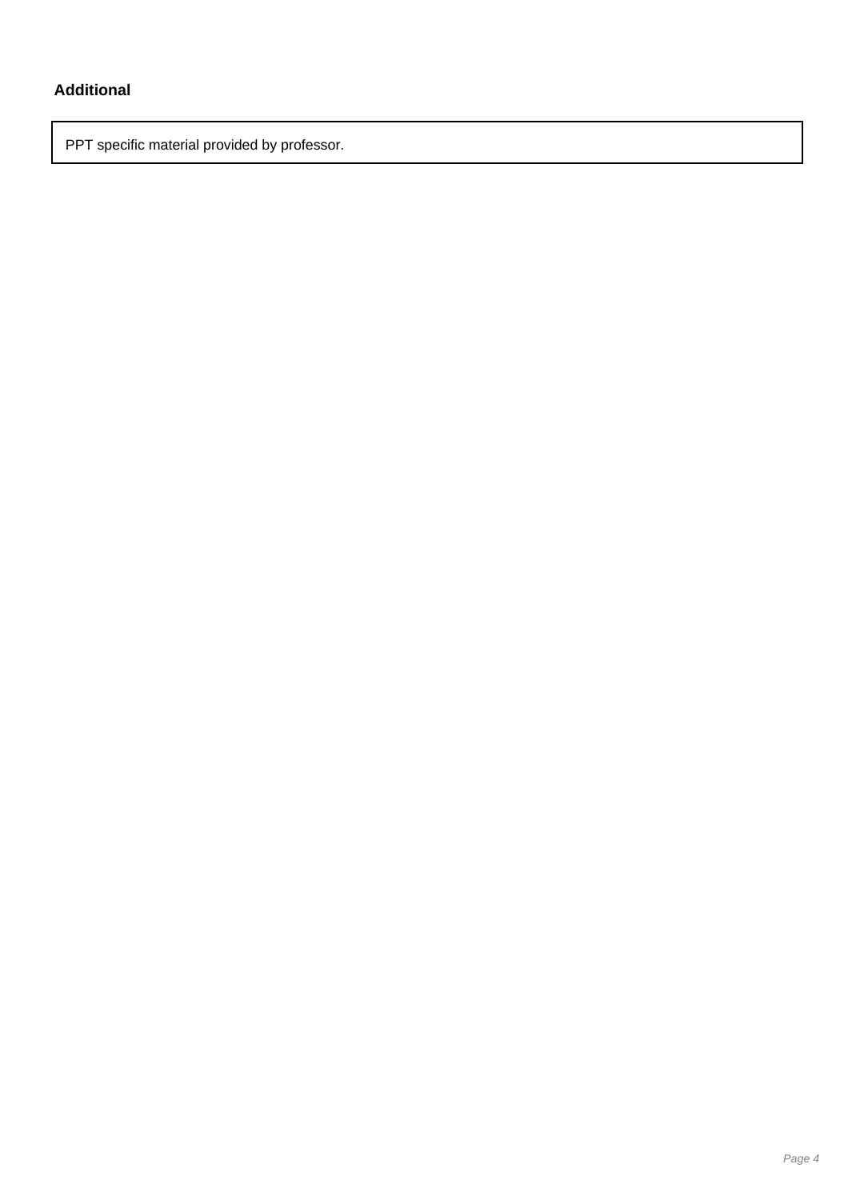### Additional

PPT specific material provided by professor.